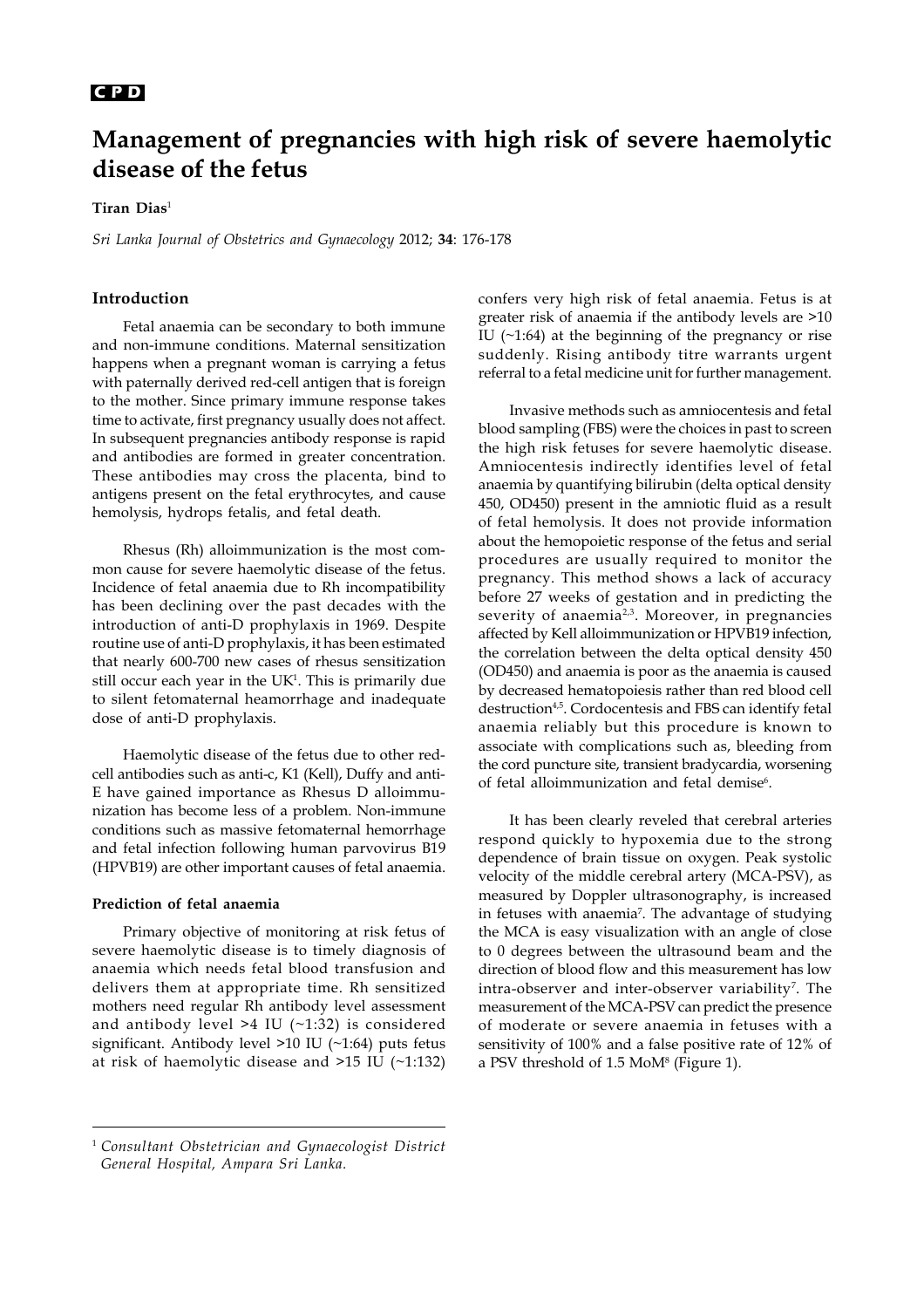CPD

# Management of pregnancies with high risk of severe haemolytic disease of the fetus

**Tiran Dias**[1]

*Sri Lanka Journal of Obstetrics and Gynaecology* 2012; **34**: 176-178

## Introduction

Fetal anaemia can be secondary to both immune and non-immune conditions. Maternal sensitization happens when a pregnant woman is carrying a fetus with paternally derived red-cell antigen that is foreign to the mother. Since primary immune response takes time to activate, first pregnancy usually does not affect. In subsequent pregnancies antibody response is rapid and antibodies are formed in greater concentration. These antibodies may cross the placenta, bind to antigens present on the fetal erythrocytes, and cause hemolysis, hydrops fetalis, and fetal death.

Rhesus (Rh) alloimmunization is the most common cause for severe haemolytic disease of the fetus. Incidence of fetal anaemia due to Rh incompatibility has been declining over the past decades with the introduction of anti-D prophylaxis in 1969. Despite routine use of anti-D prophylaxis, it has been estimated that nearly 600-700 new cases of rhesus sensitization still occur each year in the UK[1]. This is primarily due to silent fetomaternal heamorrhage and inadequate dose of anti-D prophylaxis.

Haemolytic disease of the fetus due to other red-cell antibodies such as anti-c, K1 (Kell), Duffy and anti-E have gained importance as Rhesus D alloimmunization has become less of a problem. Non-immune conditions such as massive fetomaternal hemorrhage and fetal infection following human parvovirus B19 (HPVB19) are other important causes of fetal anaemia.

### Prediction of fetal anaemia

Primary objective of monitoring at risk fetus of severe haemolytic disease is to timely diagnosis of anaemia which needs fetal blood transfusion and delivers them at appropriate time. Rh sensitized mothers need regular Rh antibody level assessment and antibody level >4 IU (~1:32) is considered significant. Antibody level >10 IU (~1:64) puts fetus at risk of haemolytic disease and >15 IU (~1:132) confers very high risk of fetal anaemia. Fetus is at greater risk of anaemia if the antibody levels are >10 IU (~1:64) at the beginning of the pregnancy or rise suddenly. Rising antibody titre warrants urgent referral to a fetal medicine unit for further management.

Invasive methods such as amniocentesis and fetal blood sampling (FBS) were the choices in past to screen the high risk fetuses for severe haemolytic disease. Amniocentesis indirectly identifies level of fetal anaemia by quantifying bilirubin (delta optical density 450, OD450) present in the amniotic fluid as a result of fetal hemolysis. It does not provide information about the hemopoietic response of the fetus and serial procedures are usually required to monitor the pregnancy. This method shows a lack of accuracy before 27 weeks of gestation and in predicting the severity of anaemia[2,3]. Moreover, in pregnancies affected by Kell alloimmunization or HPVB19 infection, the correlation between the delta optical density 450 (OD450) and anaemia is poor as the anaemia is caused by decreased hematopoiesis rather than red blood cell destruction[4,5]. Cordocentesis and FBS can identify fetal anaemia reliably but this procedure is known to associate with complications such as, bleeding from the cord puncture site, transient bradycardia, worsening of fetal alloimmunization and fetal demise[6].

It has been clearly reveled that cerebral arteries respond quickly to hypoxemia due to the strong dependence of brain tissue on oxygen. Peak systolic velocity of the middle cerebral artery (MCA-PSV), as measured by Doppler ultrasonography, is increased in fetuses with anaemia[7]. The advantage of studying the MCA is easy visualization with an angle of close to 0 degrees between the ultrasound beam and the direction of blood flow and this measurement has low intra-observer and inter-observer variability[7]. The measurement of the MCA-PSV can predict the presence of moderate or severe anaemia in fetuses with a sensitivity of 100% and a false positive rate of 12% of a PSV threshold of 1.5 MoM[8] (Figure 1).

---

[1] *Consultant Obstetrician and Gynaecologist District General Hospital, Ampara Sri Lanka.*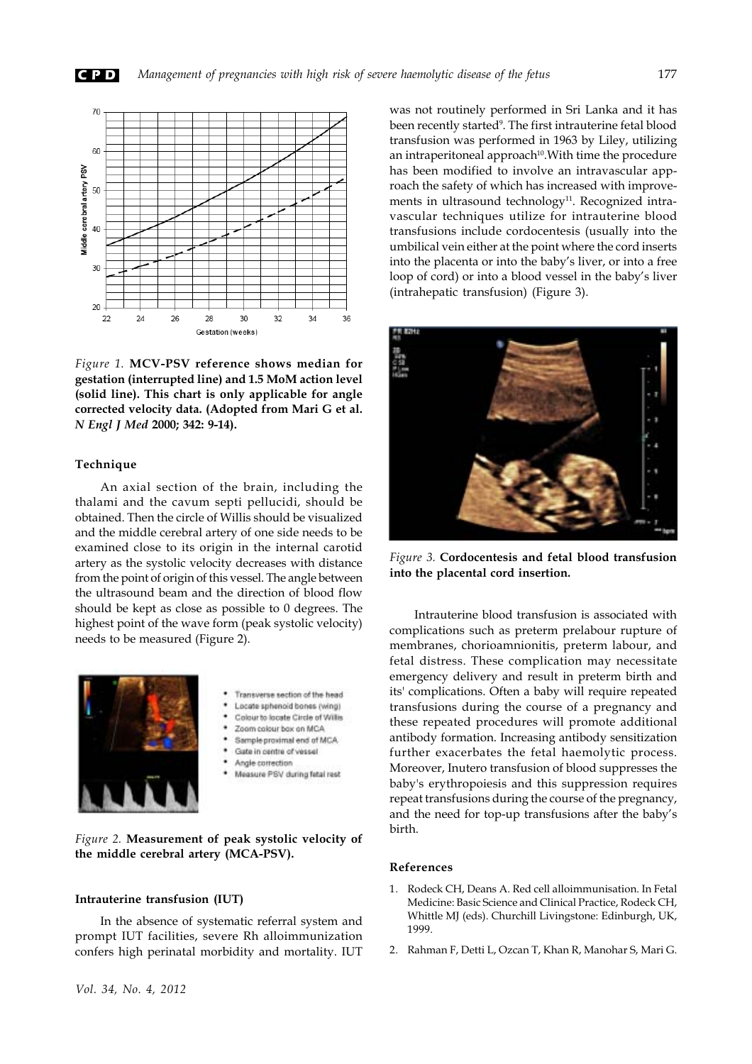*Figure 1.* **MCV-PSV reference shows median for gestation (interrupted line) and 1.5 MoM action level (solid line). This chart is only applicable for angle corrected velocity data. (Adopted from Mari G et al. *N Engl J Med* 2000; 342: 9-14).**

### Technique

An axial section of the brain, including the thalami and the cavum septi pellucidi, should be obtained. Then the circle of Willis should be visualized and the middle cerebral artery of one side needs to be examined close to its origin in the internal carotid artery as the systolic velocity decreases with distance from the point of origin of this vessel. The angle between the ultrasound beam and the direction of blood flow should be kept as close as possible to 0 degrees. The highest point of the wave form (peak systolic velocity) needs to be measured (Figure 2).

- Transverse section of the head
- Locate sphenoid bones (wing)
- Colour to locate Circle of Willis
- Zoom colour box on MCA
- Sample proximal end of MCA
- Gate in centre of vessel
- Angle correction
- Measure PSV during fetal rest

*Figure 2.* **Measurement of peak systolic velocity of the middle cerebral artery (MCA-PSV).**

### Intrauterine transfusion (IUT)

In the absence of systematic referral system and prompt IUT facilities, severe Rh alloimmunization confers high perinatal morbidity and mortality. IUT was not routinely performed in Sri Lanka and it has been recently started[9]. The first intrauterine fetal blood transfusion was performed in 1963 by Liley, utilizing an intraperitoneal approach[10]. With time the procedure has been modified to involve an intravascular approach the safety of which has increased with improvements in ultrasound technology[11]. Recognized intravascular techniques utilize for intrauterine blood transfusions include cordocentesis (usually into the umbilical vein either at the point where the cord inserts into the placenta or into the baby's liver, or into a free loop of cord) or into a blood vessel in the baby's liver (intrahepatic transfusion) (Figure 3).

*Figure 3.* **Cordocentesis and fetal blood transfusion into the placental cord insertion.**

Intrauterine blood transfusion is associated with complications such as preterm prelabour rupture of membranes, chorioamnionitis, preterm labour, and fetal distress. These complication may necessitate emergency delivery and result in preterm birth and its' complications. Often a baby will require repeated transfusions during the course of a pregnancy and these repeated procedures will promote additional antibody formation. Increasing antibody sensitization further exacerbates the fetal haemolytic process. Moreover, Inutero transfusion of blood suppresses the baby's erythropoiesis and this suppression requires repeat transfusions during the course of the pregnancy, and the need for top-up transfusions after the baby's birth.

### References

1. Rodeck CH, Deans A. Red cell alloimmunisation. In Fetal Medicine: Basic Science and Clinical Practice, Rodeck CH, Whittle MJ (eds). Churchill Livingstone: Edinburgh, UK, 1999.
2. Rahman F, Detti L, Ozcan T, Khan R, Manohar S, Mari G.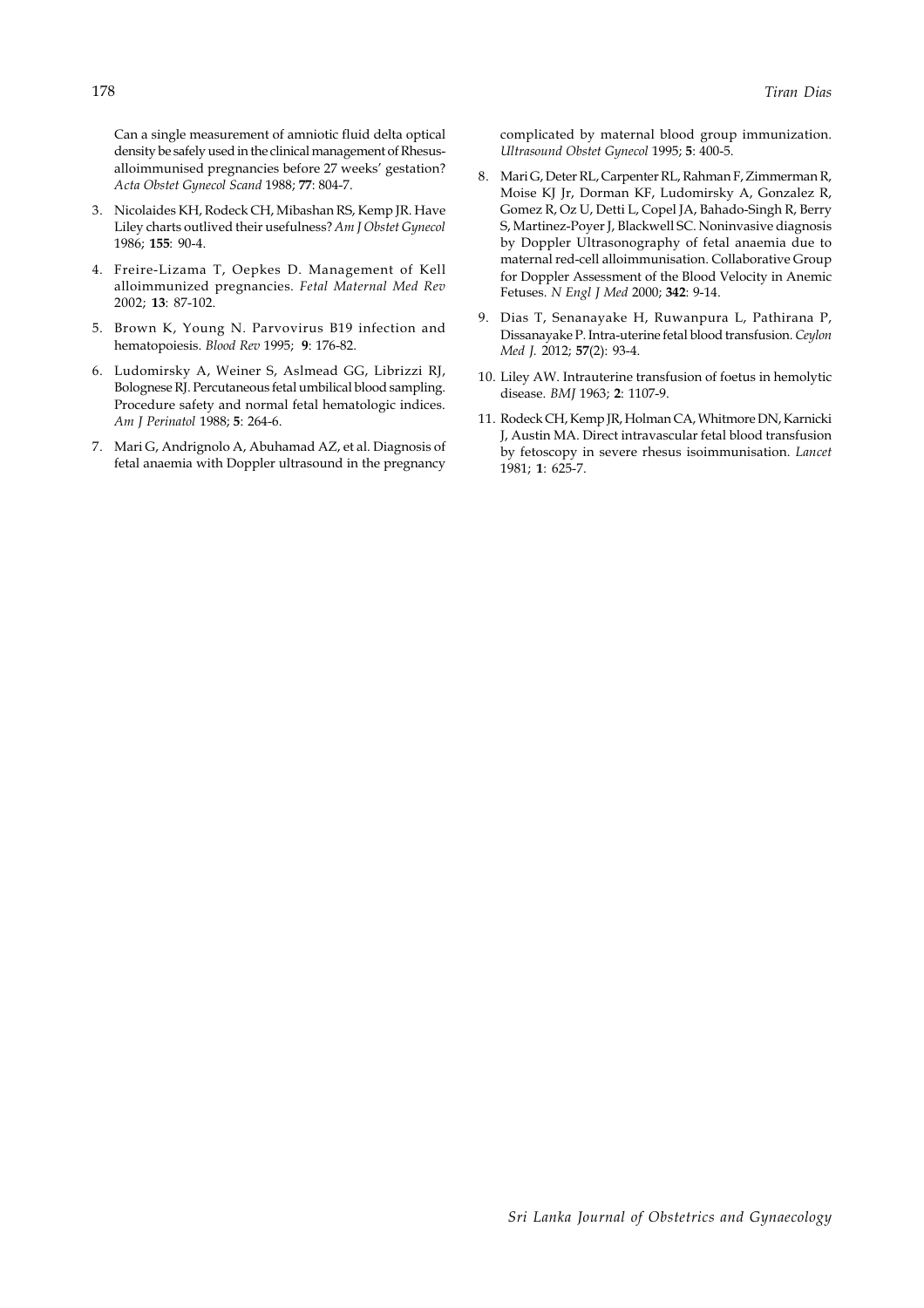Can a single measurement of amniotic fluid delta optical density be safely used in the clinical management of Rhesus-alloimmunised pregnancies before 27 weeks' gestation? *Acta Obstet Gynecol Scand* 1988; **77**: 804-7.

3. Nicolaides KH, Rodeck CH, Mibashan RS, Kemp JR. Have Liley charts outlived their usefulness? *Am J Obstet Gynecol* 1986; **155**: 90-4.

4. Freire-Lizama T, Oepkes D. Management of Kell alloimmunized pregnancies. *Fetal Maternal Med Rev* 2002; **13**: 87-102.

5. Brown K, Young N. Parvovirus B19 infection and hematopoiesis. *Blood Rev* 1995; **9**: 176-82.

6. Ludomirsky A, Weiner S, Aslmead GG, Librizzi RJ, Bolognese RJ. Percutaneous fetal umbilical blood sampling. Procedure safety and normal fetal hematologic indices. *Am J Perinatol* 1988; **5**: 264-6.

7. Mari G, Andrignolo A, Abuhamad AZ, et al. Diagnosis of fetal anaemia with Doppler ultrasound in the pregnancy complicated by maternal blood group immunization. *Ultrasound Obstet Gynecol* 1995; **5**: 400-5.

8. Mari G, Deter RL, Carpenter RL, Rahman F, Zimmerman R, Moise KJ Jr, Dorman KF, Ludomirsky A, Gonzalez R, Gomez R, Oz U, Detti L, Copel JA, Bahado-Singh R, Berry S, Martinez-Poyer J, Blackwell SC. Noninvasive diagnosis by Doppler Ultrasonography of fetal anaemia due to maternal red-cell alloimmunisation. Collaborative Group for Doppler Assessment of the Blood Velocity in Anemic Fetuses. *N Engl J Med* 2000; **342**: 9-14.

9. Dias T, Senanayake H, Ruwanpura L, Pathirana P, Dissanayake P. Intra-uterine fetal blood transfusion. *Ceylon Med J.* 2012; **57**(2): 93-4.

10. Liley AW. Intrauterine transfusion of foetus in hemolytic disease. *BMJ* 1963; **2**: 1107-9.

11. Rodeck CH, Kemp JR, Holman CA, Whitmore DN, Karnicki J, Austin MA. Direct intravascular fetal blood transfusion by fetoscopy in severe rhesus isoimmunisation. *Lancet* 1981; **1**: 625-7.